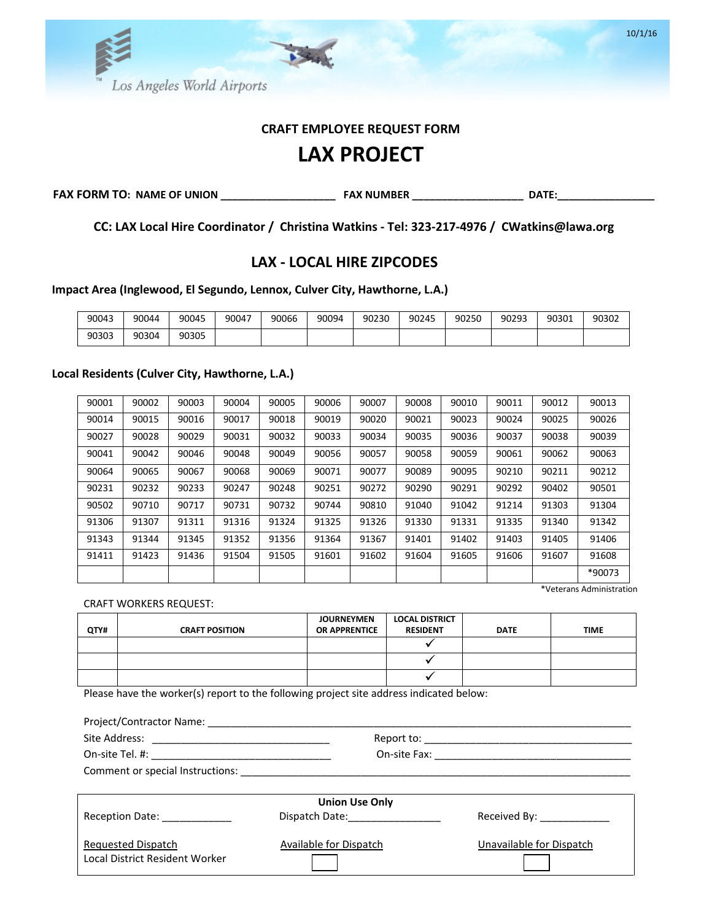Los Angeles World Airports

10/1/16

## CRAFT EMPLOYEE REQUEST FORM

# LAX PROJECT

**FAX FORM TO: NAME OF UNION ___________________ FAX NUMBER __________________ DATE:________________**

**CC: LAX Local Hire Coordinator / Christina Watkins - Tel: 323-217-4976 / CWatkins@lawa.org**

## LAX - LOCAL HIRE ZIPCODES

**Impact Area (Inglewood, El Segundo, Lennox, Culver City, Hawthorne, L.A.)**

| | | | | | | | | | | | |
|---|---|---|---|---|---|---|---|---|---|---|---|
| 90043 | 90044 | 90045 | 90047 | 90066 | 90094 | 90230 | 90245 | 90250 | 90293 | 90301 | 90302 |
| 90303 | 90304 | 90305 | | | | | | | | | |

**Local Residents (Culver City, Hawthorne, L.A.)**

| | | | | | | | | | | | |
|---|---|---|---|---|---|---|---|---|---|---|---|
| 90001 | 90002 | 90003 | 90004 | 90005 | 90006 | 90007 | 90008 | 90010 | 90011 | 90012 | 90013 |
| 90014 | 90015 | 90016 | 90017 | 90018 | 90019 | 90020 | 90021 | 90023 | 90024 | 90025 | 90026 |
| 90027 | 90028 | 90029 | 90031 | 90032 | 90033 | 90034 | 90035 | 90036 | 90037 | 90038 | 90039 |
| 90041 | 90042 | 90046 | 90048 | 90049 | 90056 | 90057 | 90058 | 90059 | 90061 | 90062 | 90063 |
| 90064 | 90065 | 90067 | 90068 | 90069 | 90071 | 90077 | 90089 | 90095 | 90210 | 90211 | 90212 |
| 90231 | 90232 | 90233 | 90247 | 90248 | 90251 | 90272 | 90290 | 90291 | 90292 | 90402 | 90501 |
| 90502 | 90710 | 90717 | 90731 | 90732 | 90744 | 90810 | 91040 | 91042 | 91214 | 91303 | 91304 |
| 91306 | 91307 | 91311 | 91316 | 91324 | 91325 | 91326 | 91330 | 91331 | 91335 | 91340 | 91342 |
| 91343 | 91344 | 91345 | 91352 | 91356 | 91364 | 91367 | 91401 | 91402 | 91403 | 91405 | 91406 |
| 91411 | 91423 | 91436 | 91504 | 91505 | 91601 | 91602 | 91604 | 91605 | 91606 | 91607 | 91608 |
| | | | | | | | | | | | *90073 |

*Veterans Administration

CRAFT WORKERS REQUEST:

| QTY# | CRAFT POSITION | JOURNEYMEN OR APPRENTICE | LOCAL DISTRICT RESIDENT | DATE | TIME |
|---|---|---|---|---|---|
| | | | ✓ | | |
| | | | ✓ | | |
| | | | ✓ | | |

Please have the worker(s) report to the following project site address indicated below:

Project/Contractor Name: ______________________________________________________________________

Site Address: ______________________________ Report to: ___________________________________

On-site Tel. #: ______________________________ On-site Fax: _________________________________

Comment or special Instructions: ________________________________________________________________

**Union Use Only**

Reception Date: ____________ Dispatch Date:________________ Received By: ____________

Requested Dispatch
Local District Resident Worker

Available for Dispatch ☐

Unavailable for Dispatch ☐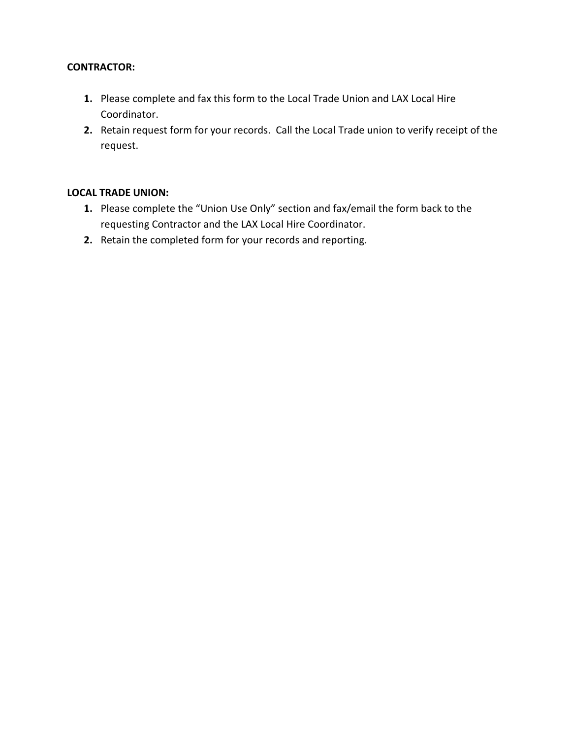**CONTRACTOR:**

1. Please complete and fax this form to the Local Trade Union and LAX Local Hire Coordinator.
2. Retain request form for your records. Call the Local Trade union to verify receipt of the request.

**LOCAL TRADE UNION:**

1. Please complete the "Union Use Only" section and fax/email the form back to the requesting Contractor and the LAX Local Hire Coordinator.
2. Retain the completed form for your records and reporting.